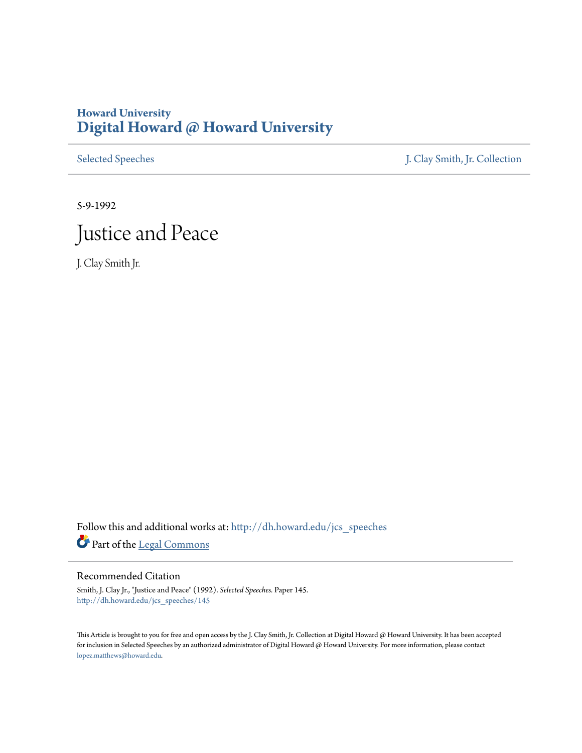Howard University
# Digital Howard @ Howard University

Selected Speeches | J. Clay Smith, Jr. Collection

5-9-1992

# Justice and Peace

J. Clay Smith Jr.

Follow this and additional works at: http://dh.howard.edu/jcs_speeches

Part of the Legal Commons

## Recommended Citation

Smith, J. Clay Jr., "Justice and Peace" (1992). *Selected Speeches.* Paper 145.
http://dh.howard.edu/jcs_speeches/145

This Article is brought to you for free and open access by the J. Clay Smith, Jr. Collection at Digital Howard @ Howard University. It has been accepted for inclusion in Selected Speeches by an authorized administrator of Digital Howard @ Howard University. For more information, please contact lopez.matthews@howard.edu.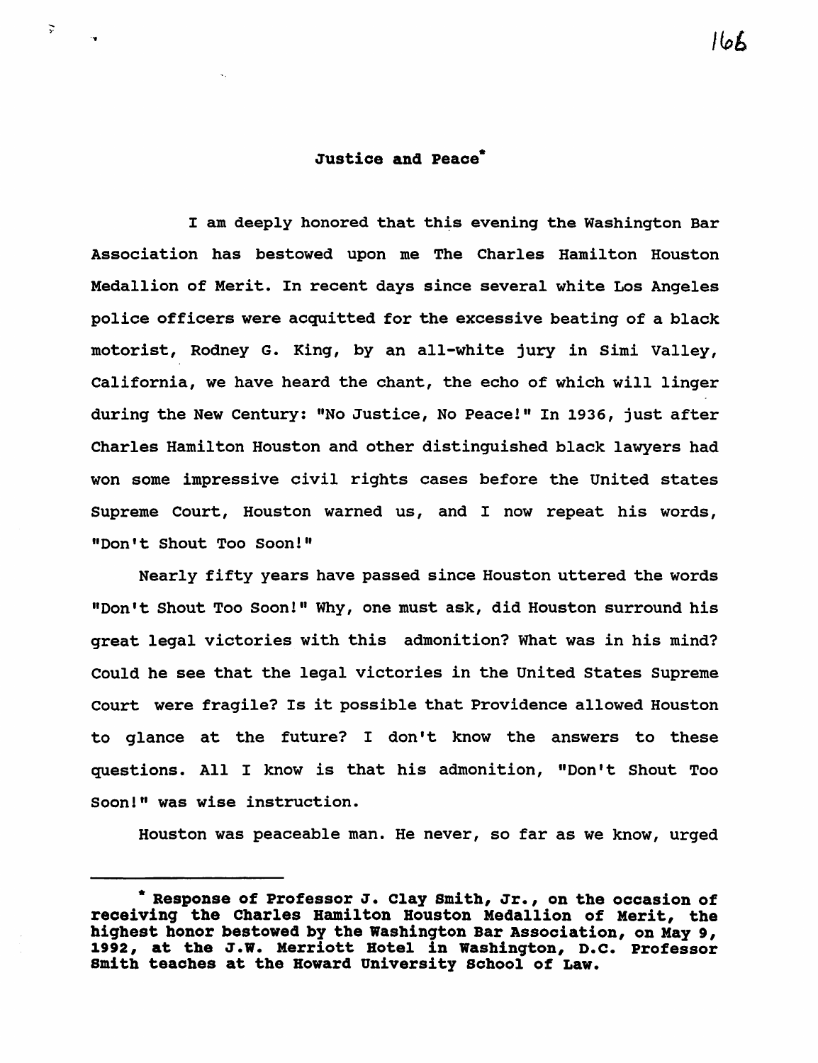## Justice and Peace*

I am deeply honored that this evening the Washington Bar Association has bestowed upon me The Charles Hamilton Houston Medallion of Merit. In recent days since several white Los Angeles police officers were acquitted for the excessive beating of a black motorist, Rodney G. King, by an all-white jury in Simi Valley, California, we have heard the chant, the echo of which will linger during the New Century: "No Justice, No Peace!" In 1936, just after Charles Hamilton Houston and other distinguished black lawyers had won some impressive civil rights cases before the United states Supreme Court, Houston warned us, and I now repeat his words, "Don't Shout Too Soon!"

Nearly fifty years have passed since Houston uttered the words "Don't Shout Too Soon!" Why, one must ask, did Houston surround his great legal victories with this admonition? What was in his mind? Could he see that the legal victories in the United States Supreme Court were fragile? Is it possible that Providence allowed Houston to glance at the future? I don't know the answers to these questions. All I know is that his admonition, "Don't Shout Too Soon!" was wise instruction.

Houston was peaceable man. He never, so far as we know, urged

---

**\* Response of Professor J. Clay Smith, Jr., on the occasion of receiving the Charles Hamilton Houston Medallion of Merit, the highest honor bestowed by the Washington Bar Association, on May 9, 1992, at the J.W. Merriott Hotel in Washington, D.C. Professor Smith teaches at the Howard University School of Law.**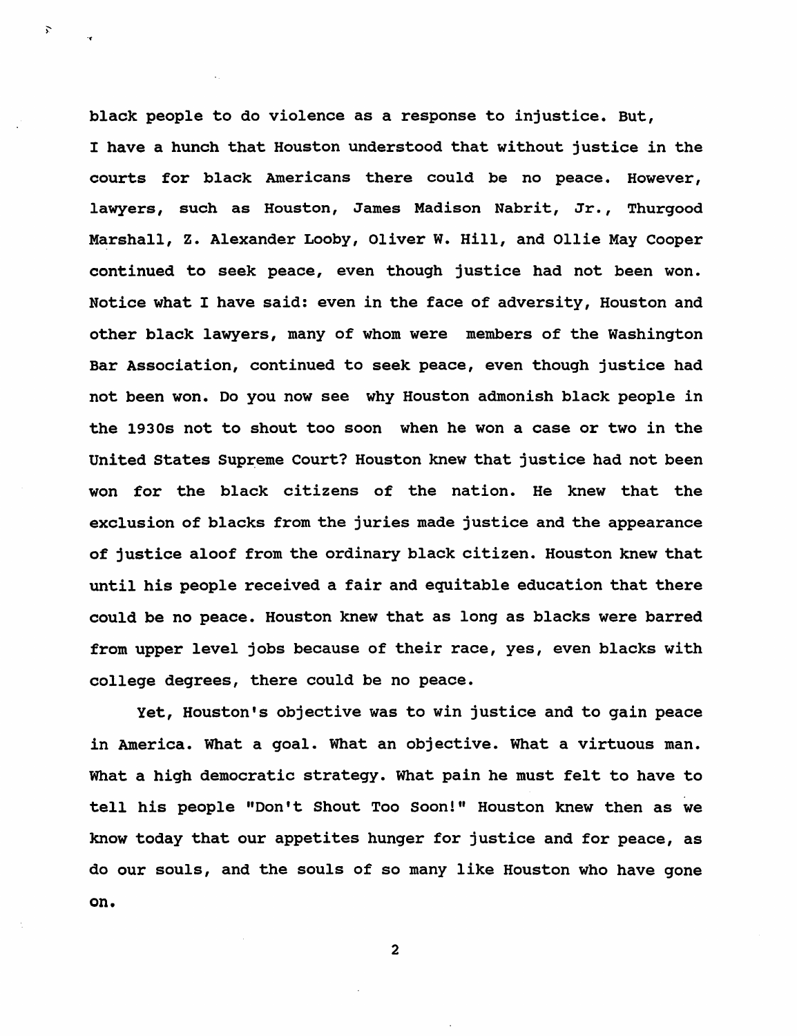black people to do violence as a response to injustice. But, I have a hunch that Houston understood that without justice in the courts for black Americans there could be no peace. However, lawyers, such as Houston, James Madison Nabrit, Jr., Thurgood Marshall, Z. Alexander Looby, Oliver W. Hill, and Ollie May Cooper continued to seek peace, even though justice had not been won. Notice what I have said: even in the face of adversity, Houston and other black lawyers, many of whom were members of the Washington Bar Association, continued to seek peace, even though justice had not been won. Do you now see why Houston admonish black people in the 1930s not to shout too soon when he won a case or two in the United States Supreme Court? Houston knew that justice had not been won for the black citizens of the nation. He knew that the exclusion of blacks from the juries made justice and the appearance of justice aloof from the ordinary black citizen. Houston knew that until his people received a fair and equitable education that there could be no peace. Houston knew that as long as blacks were barred from upper level jobs because of their race, yes, even blacks with college degrees, there could be no peace.

Yet, Houston's objective was to win justice and to gain peace in America. What a goal. What an objective. What a virtuous man. What a high democratic strategy. What pain he must felt to have to tell his people "Don't Shout Too Soon!" Houston knew then as we know today that our appetites hunger for justice and for peace, as do our souls, and the souls of so many like Houston who have gone on.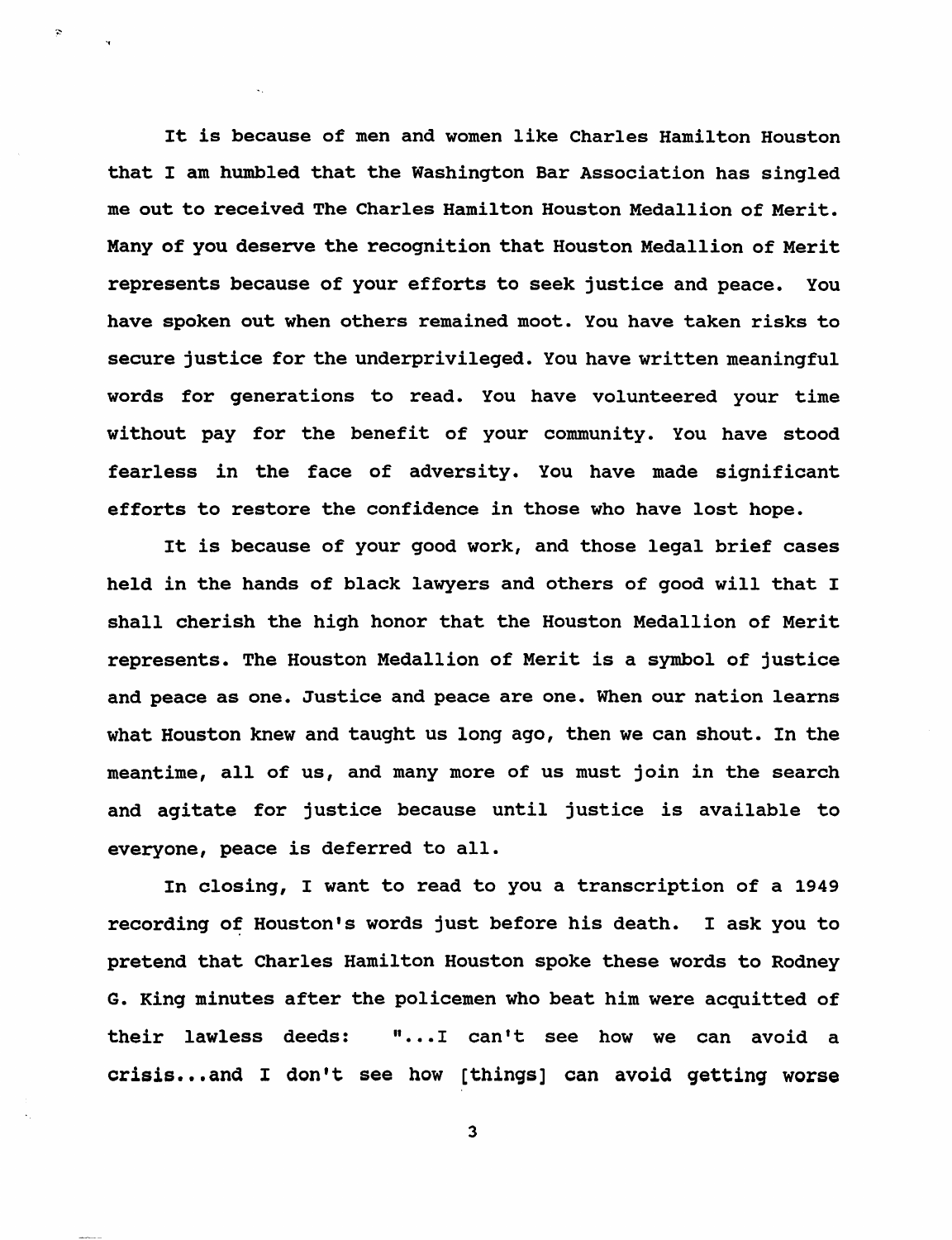It is because of men and women like Charles Hamilton Houston that I am humbled that the Washington Bar Association has singled me out to received The Charles Hamilton Houston Medallion of Merit. Many of you deserve the recognition that Houston Medallion of Merit represents because of your efforts to seek justice and peace. You have spoken out when others remained moot. You have taken risks to secure justice for the underprivileged. You have written meaningful words for generations to read. You have volunteered your time without pay for the benefit of your community. You have stood fearless in the face of adversity. You have made significant efforts to restore the confidence in those who have lost hope.

It is because of your good work, and those legal brief cases held in the hands of black lawyers and others of good will that I shall cherish the high honor that the Houston Medallion of Merit represents. The Houston Medallion of Merit is a symbol of justice and peace as one. Justice and peace are one. When our nation learns what Houston knew and taught us long ago, then we can shout. In the meantime, all of us, and many more of us must join in the search and agitate for justice because until justice is available to everyone, peace is deferred to all.

In closing, I want to read to you a transcription of a 1949 recording of Houston's words just before his death. I ask you to pretend that Charles Hamilton Houston spoke these words to Rodney G. King minutes after the policemen who beat him were acquitted of their lawless deeds: "...I can't see how we can avoid a crisis...and I don't see how [things] can avoid getting worse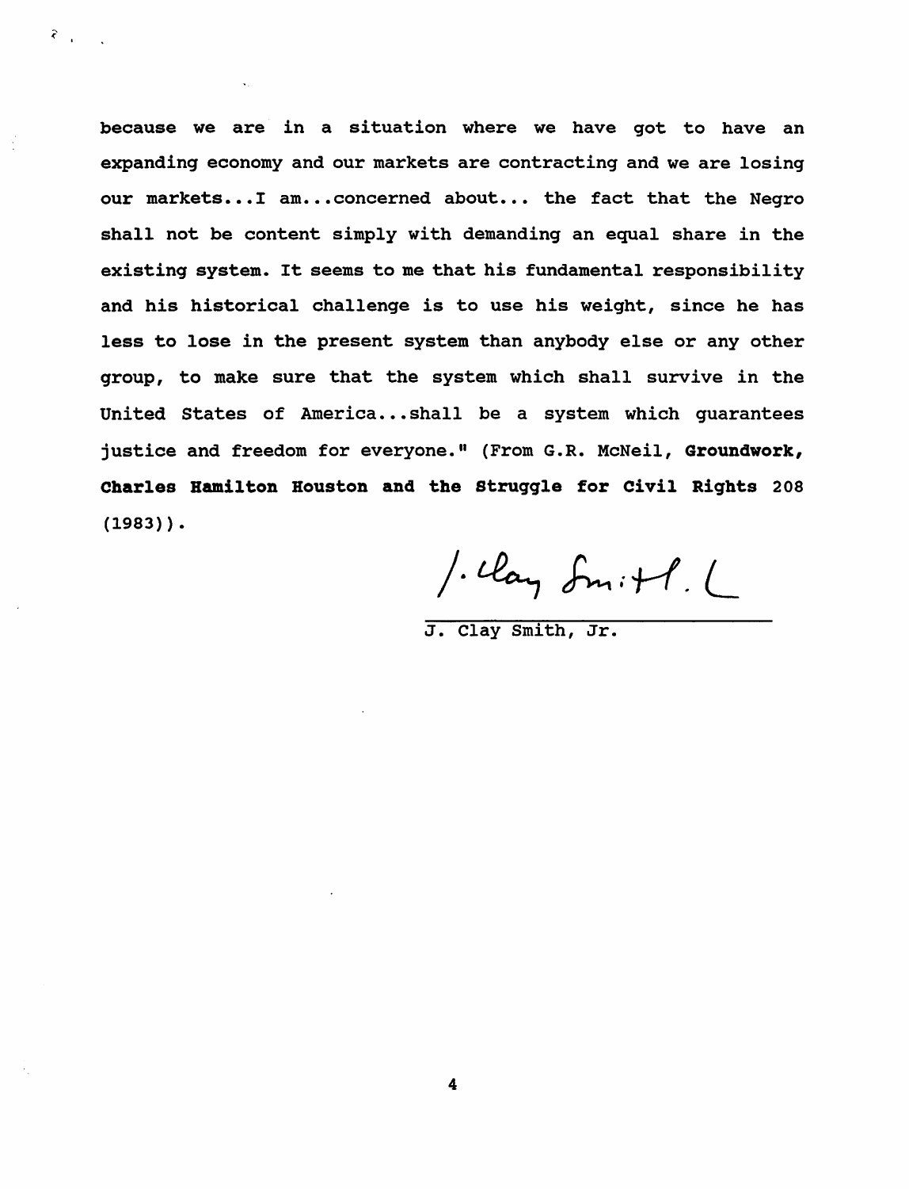because we are in a situation where we have got to have an expanding economy and our markets are contracting and we are losing our markets...I am...concerned about... the fact that the Negro shall not be content simply with demanding an equal share in the existing system. It seems to me that his fundamental responsibility and his historical challenge is to use his weight, since he has less to lose in the present system than anybody else or any other group, to make sure that the system which shall survive in the United States of America...shall be a system which guarantees justice and freedom for everyone." (From G.R. McNeil, **Groundwork, Charles Hamilton Houston and the Struggle for Civil Rights** 208 (1983)).

J. Clay Smith, Jr.